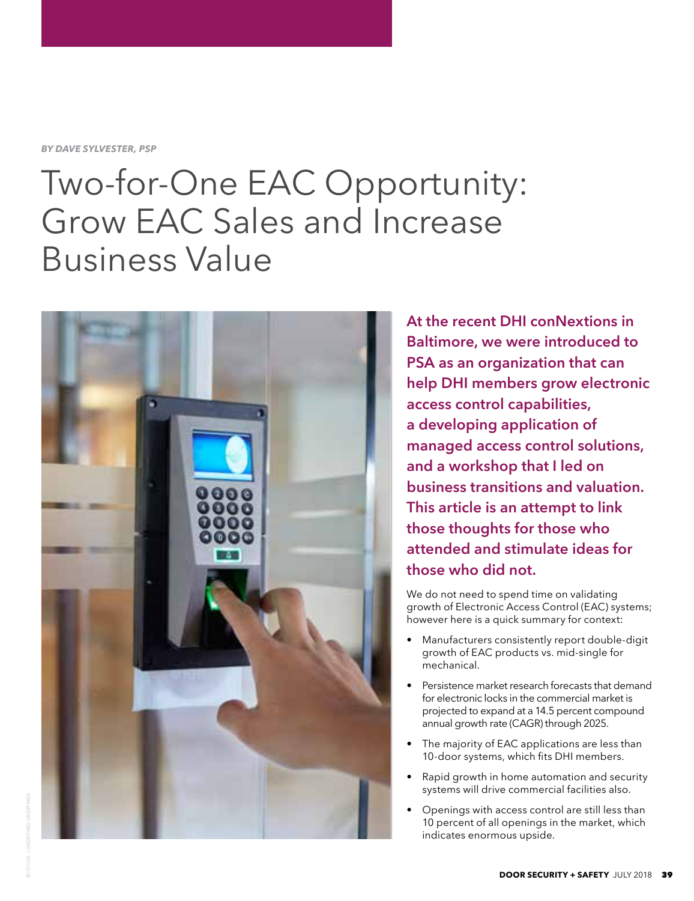*BY DAVE SYLVESTER, PSP*

# Two-for-One EAC Opportunity: Grow EAC Sales and Increase Business Value

**At the recent DHI conNextions in Baltimore, we were introduced to PSA as an organization that can help DHI members grow electronic access control capabilities, a developing application of managed access control solutions, and a workshop that I led on business transitions and valuation. This article is an attempt to link those thoughts for those who attended and stimulate ideas for those who did not.**

We do not need to spend time on validating growth of Electronic Access Control (EAC) systems; however here is a quick summary for context:

- Manufacturers consistently report double-digit growth of EAC products vs. mid-single for mechanical.
- Persistence market research forecasts that demand for electronic locks in the commercial market is projected to expand at a 14.5 percent compound annual growth rate (CAGR) through 2025.
- The majority of EAC applications are less than 10-door systems, which fits DHI members.
- Rapid growth in home automation and security systems will drive commercial facilities also.
- Openings with access control are still less than 10 percent of all openings in the market, which indicates enormous upside.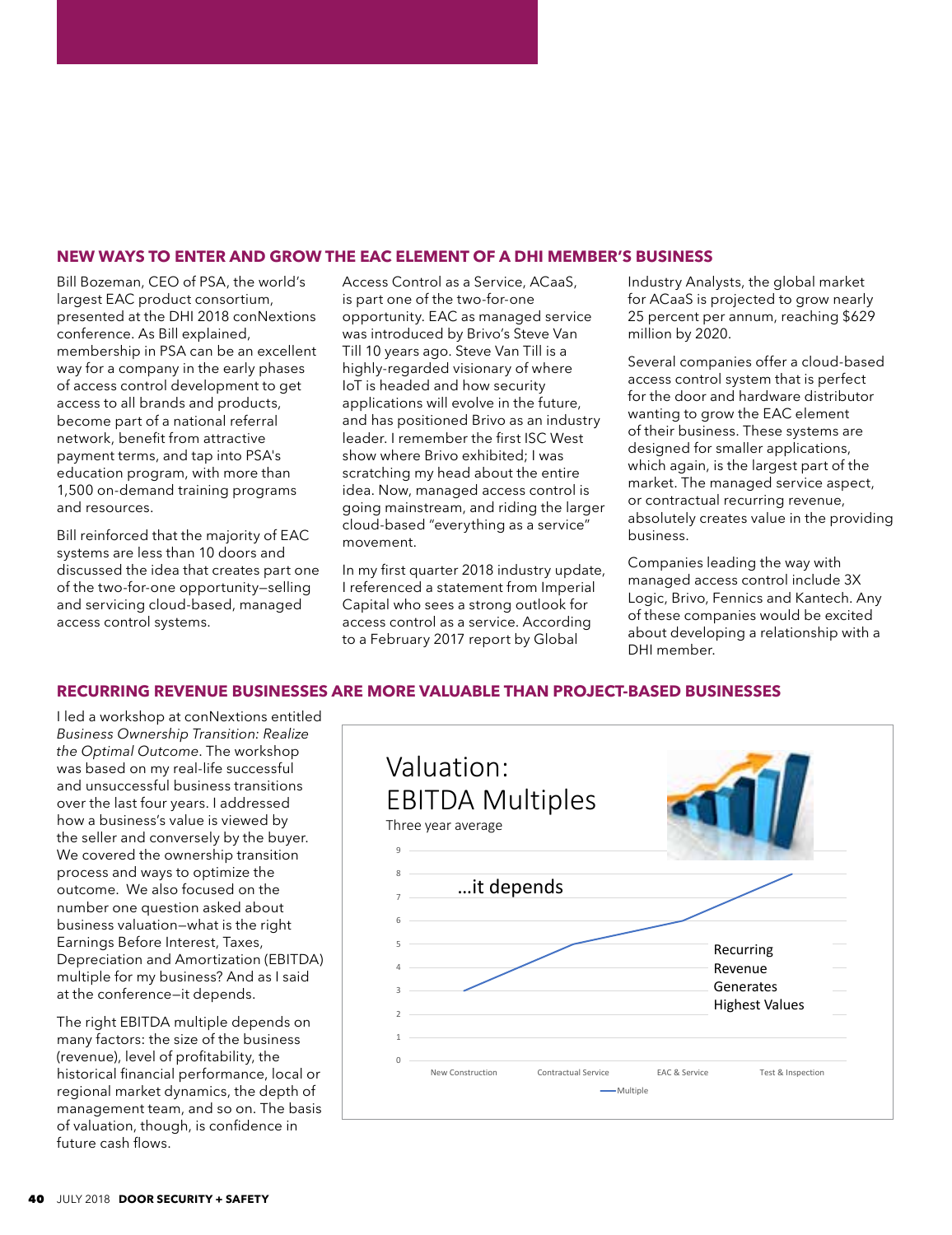## NEW WAYS TO ENTER AND GROW THE EAC ELEMENT OF A DHI MEMBER'S BUSINESS

Bill Bozeman, CEO of PSA, the world's largest EAC product consortium, presented at the DHI 2018 conNextions conference. As Bill explained, membership in PSA can be an excellent way for a company in the early phases of access control development to get access to all brands and products, become part of a national referral network, benefit from attractive payment terms, and tap into PSA's education program, with more than 1,500 on-demand training programs and resources.

Bill reinforced that the majority of EAC systems are less than 10 doors and discussed the idea that creates part one of the two-for-one opportunity—selling and servicing cloud-based, managed access control systems.

Access Control as a Service, ACaaS, is part one of the two-for-one opportunity. EAC as managed service was introduced by Brivo's Steve Van Till 10 years ago. Steve Van Till is a highly-regarded visionary of where IoT is headed and how security applications will evolve in the future, and has positioned Brivo as an industry leader. I remember the first ISC West show where Brivo exhibited; I was scratching my head about the entire idea. Now, managed access control is going mainstream, and riding the larger cloud-based "everything as a service" movement.

In my first quarter 2018 industry update, I referenced a statement from Imperial Capital who sees a strong outlook for access control as a service. According to a February 2017 report by Global Industry Analysts, the global market for ACaaS is projected to grow nearly 25 percent per annum, reaching $629 million by 2020.

Several companies offer a cloud-based access control system that is perfect for the door and hardware distributor wanting to grow the EAC element of their business. These systems are designed for smaller applications, which again, is the largest part of the market. The managed service aspect, or contractual recurring revenue, absolutely creates value in the providing business.

Companies leading the way with managed access control include 3X Logic, Brivo, Fennics and Kantech. Any of these companies would be excited about developing a relationship with a DHI member.

## RECURRING REVENUE BUSINESSES ARE MORE VALUABLE THAN PROJECT-BASED BUSINESSES

I led a workshop at conNextions entitled *Business Ownership Transition: Realize the Optimal Outcome*. The workshop was based on my real-life successful and unsuccessful business transitions over the last four years. I addressed how a business's value is viewed by the seller and conversely by the buyer. We covered the ownership transition process and ways to optimize the outcome. We also focused on the number one question asked about business valuation—what is the right Earnings Before Interest, Taxes, Depreciation and Amortization (EBITDA) multiple for my business? And as I said at the conference—it depends.

The right EBITDA multiple depends on many factors: the size of the business (revenue), level of profitability, the historical financial performance, local or regional market dynamics, the depth of management team, and so on. The basis of valuation, though, is confidence in future cash flows.

**Valuation: EBITDA Multiples**

Three year average

…it depends

Recurring Revenue Generates Highest Values

| | New Construction | Contractual Service | EAC & Service | Test & Inspection |
|---|---|---|---|---|
| Multiple | 3 | 5 | 6 | 8 |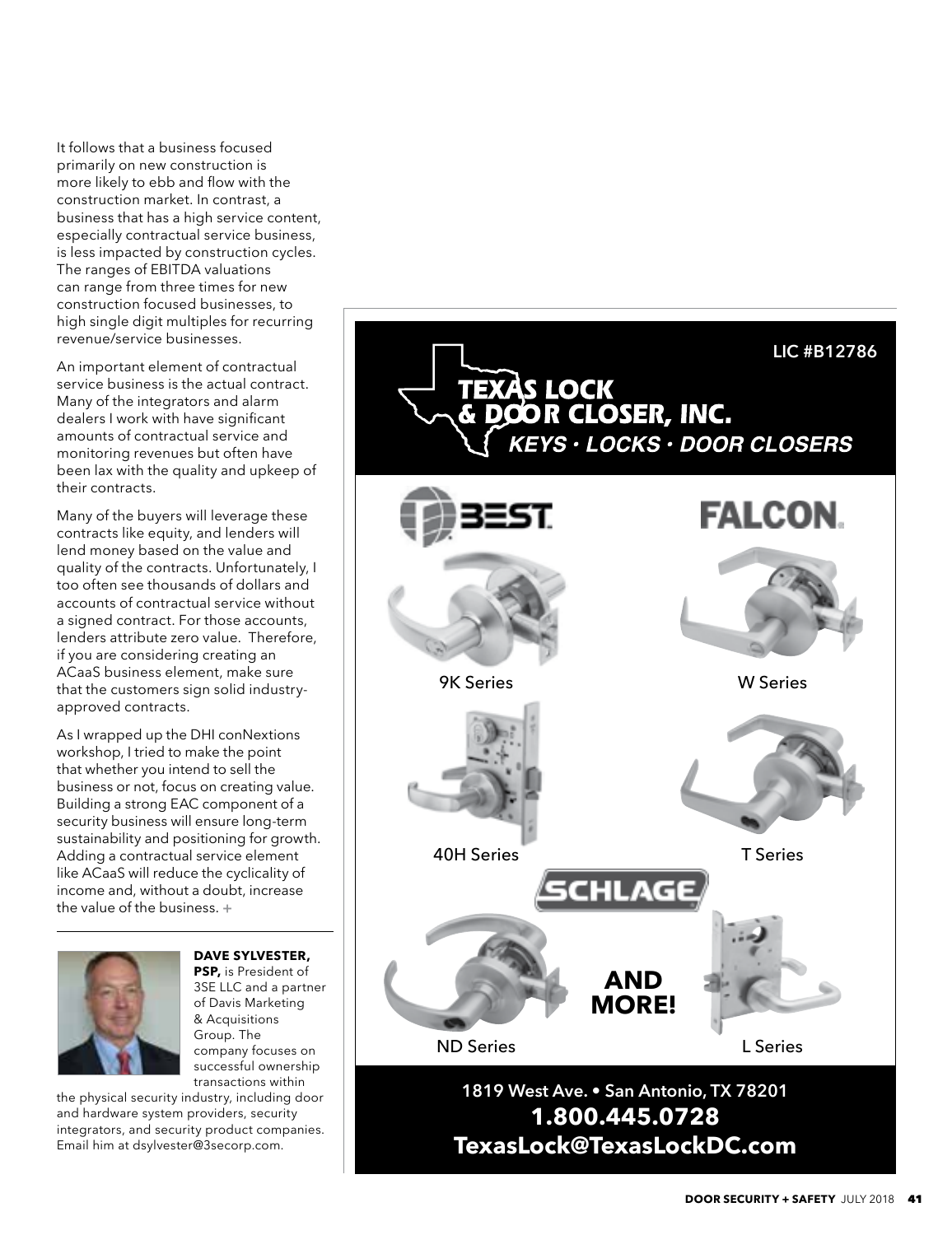It follows that a business focused primarily on new construction is more likely to ebb and flow with the construction market. In contrast, a business that has a high service content, especially contractual service business, is less impacted by construction cycles. The ranges of EBITDA valuations can range from three times for new construction focused businesses, to high single digit multiples for recurring revenue/service businesses.

An important element of contractual service business is the actual contract. Many of the integrators and alarm dealers I work with have significant amounts of contractual service and monitoring revenues but often have been lax with the quality and upkeep of their contracts.

Many of the buyers will leverage these contracts like equity, and lenders will lend money based on the value and quality of the contracts. Unfortunately, I too often see thousands of dollars and accounts of contractual service without a signed contract. For those accounts, lenders attribute zero value. Therefore, if you are considering creating an ACaaS business element, make sure that the customers sign solid industry-approved contracts.

As I wrapped up the DHI conNextions workshop, I tried to make the point that whether you intend to sell the business or not, focus on creating value. Building a strong EAC component of a security business will ensure long-term sustainability and positioning for growth. Adding a contractual service element like ACaaS will reduce the cyclicality of income and, without a doubt, increase the value of the business. +

**DAVE SYLVESTER, PSP,** is President of 3SE LLC and a partner of Davis Marketing & Acquisitions Group. The company focuses on successful ownership transactions within the physical security industry, including door and hardware system providers, security integrators, and security product companies. Email him at dsylvester@3secorp.com.

LIC #B12786

TEXAS LOCK & DOOR CLOSER, INC.

KEYS · LOCKS · DOOR CLOSERS

BEST

FALCON

9K Series

W Series

40H Series

T Series

SCHLAGE

ND Series

AND MORE!

L Series

1819 West Ave. • San Antonio, TX 78201

1.800.445.0728

TexasLock@TexasLockDC.com